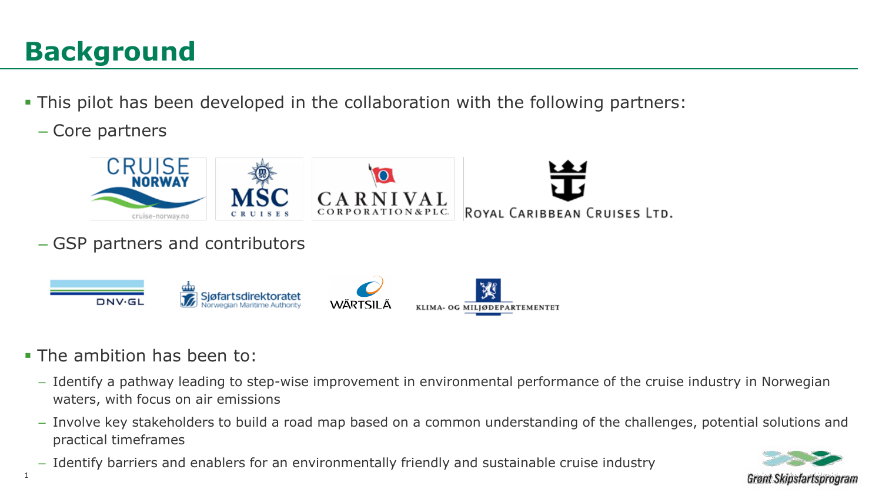# Background

- This pilot has been developed in the collaboration with the following partners:
  - Core partners
  - GSP partners and contributors
- The ambition has been to:
  - Identify a pathway leading to step-wise improvement in environmental performance of the cruise industry in Norwegian waters, with focus on air emissions
  - Involve key stakeholders to build a road map based on a common understanding of the challenges, potential solutions and practical timeframes
  - Identify barriers and enablers for an environmentally friendly and sustainable cruise industry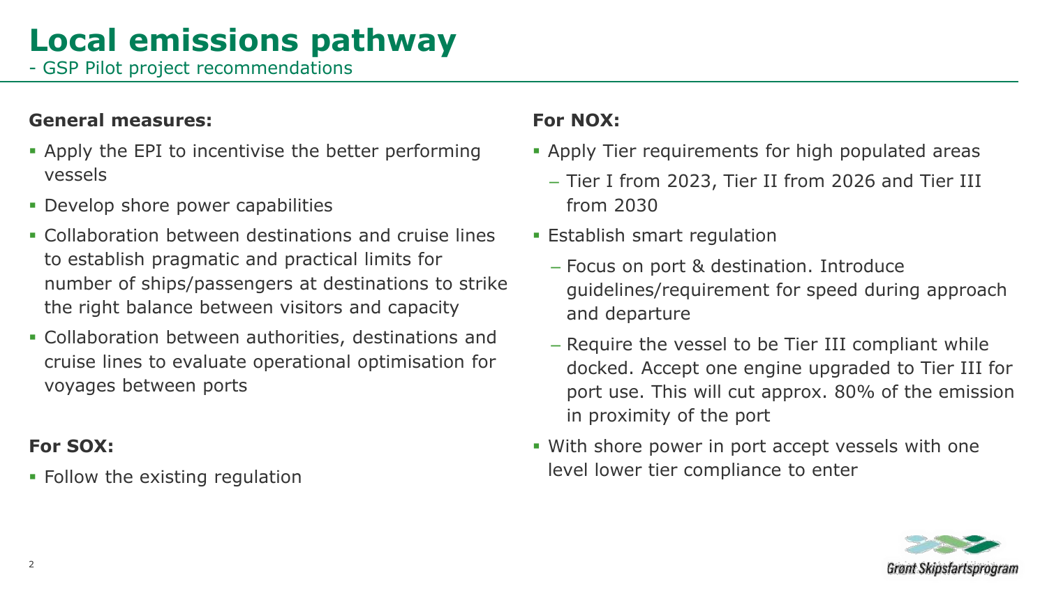# Local emissions pathway

- GSP Pilot project recommendations

**General measures:**

- Apply the EPI to incentivise the better performing vessels
- Develop shore power capabilities
- Collaboration between destinations and cruise lines to establish pragmatic and practical limits for number of ships/passengers at destinations to strike the right balance between visitors and capacity
- Collaboration between authorities, destinations and cruise lines to evaluate operational optimisation for voyages between ports

**For SOX:**

- Follow the existing regulation

**For NOX:**

- Apply Tier requirements for high populated areas
  - Tier I from 2023, Tier II from 2026 and Tier III from 2030
- Establish smart regulation
  - Focus on port & destination. Introduce guidelines/requirement for speed during approach and departure
  - Require the vessel to be Tier III compliant while docked. Accept one engine upgraded to Tier III for port use. This will cut approx. 80% of the emission in proximity of the port
- With shore power in port accept vessels with one level lower tier compliance to enter